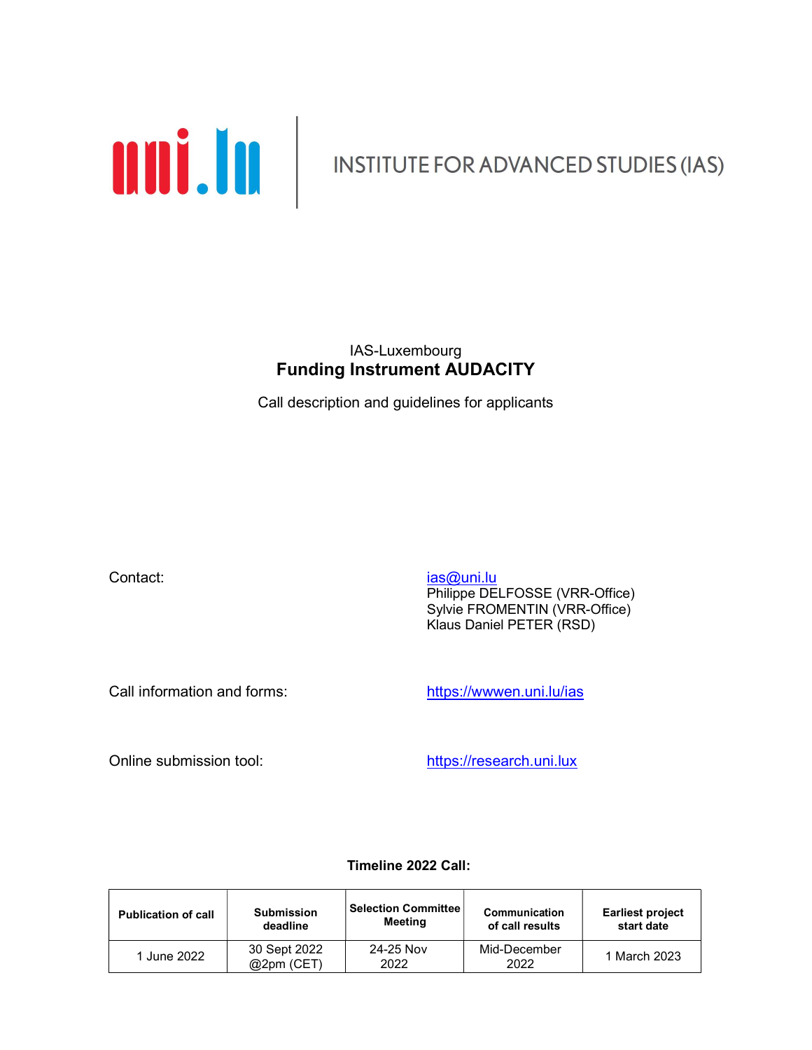uni.lu | INSTITUTE FOR ADVANCED STUDIES (IAS)

IAS-Luxembourg

# Funding Instrument AUDACITY

Call description and guidelines for applicants

Contact: ias@uni.lu
Philippe DELFOSSE (VRR-Office)
Sylvie FROMENTIN (VRR-Office)
Klaus Daniel PETER (RSD)

Call information and forms: https://wwwen.uni.lu/ias

Online submission tool: https://research.uni.lux

**Timeline 2022 Call:**

| Publication of call | Submission deadline | Selection Committee Meeting | Communication of call results | Earliest project start date |
|---|---|---|---|---|
| 1 June 2022 | 30 Sept 2022 @2pm (CET) | 24-25 Nov 2022 | Mid-December 2022 | 1 March 2023 |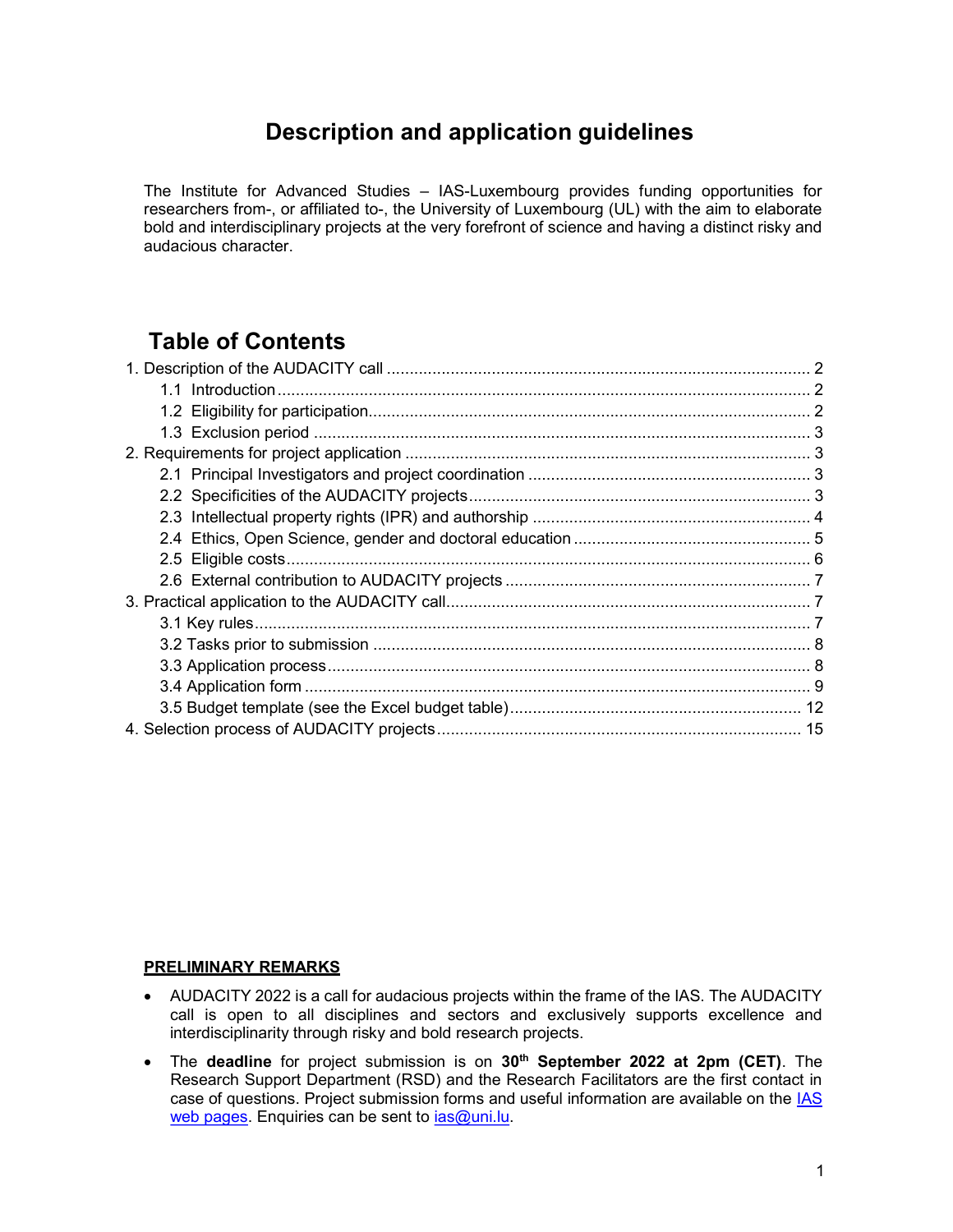# Description and application guidelines

The Institute for Advanced Studies – IAS-Luxembourg provides funding opportunities for researchers from-, or affiliated to-, the University of Luxembourg (UL) with the aim to elaborate bold and interdisciplinary projects at the very forefront of science and having a distinct risky and audacious character.

## Table of Contents

1. Description of the AUDACITY call ............................................ 2
   - 1.1 Introduction ............................................ 2
   - 1.2 Eligibility for participation ............................................ 2
   - 1.3 Exclusion period ............................................ 3
2. Requirements for project application ............................................ 3
   - 2.1 Principal Investigators and project coordination ............................................ 3
   - 2.2 Specificities of the AUDACITY projects ............................................ 3
   - 2.3 Intellectual property rights (IPR) and authorship ............................................ 4
   - 2.4 Ethics, Open Science, gender and doctoral education ............................................ 5
   - 2.5 Eligible costs ............................................ 6
   - 2.6 External contribution to AUDACITY projects ............................................ 7
3. Practical application to the AUDACITY call ............................................ 7
   - 3.1 Key rules ............................................ 7
   - 3.2 Tasks prior to submission ............................................ 8
   - 3.3 Application process ............................................ 8
   - 3.4 Application form ............................................ 9
   - 3.5 Budget template (see the Excel budget table) ............................................ 12
4. Selection process of AUDACITY projects ............................................ 15

**PRELIMINARY REMARKS**

- AUDACITY 2022 is a call for audacious projects within the frame of the IAS. The AUDACITY call is open to all disciplines and sectors and exclusively supports excellence and interdisciplinarity through risky and bold research projects.
- The **deadline** for project submission is on **30th September 2022 at 2pm (CET)**. The Research Support Department (RSD) and the Research Facilitators are the first contact in case of questions. Project submission forms and useful information are available on the IAS web pages. Enquiries can be sent to ias@uni.lu.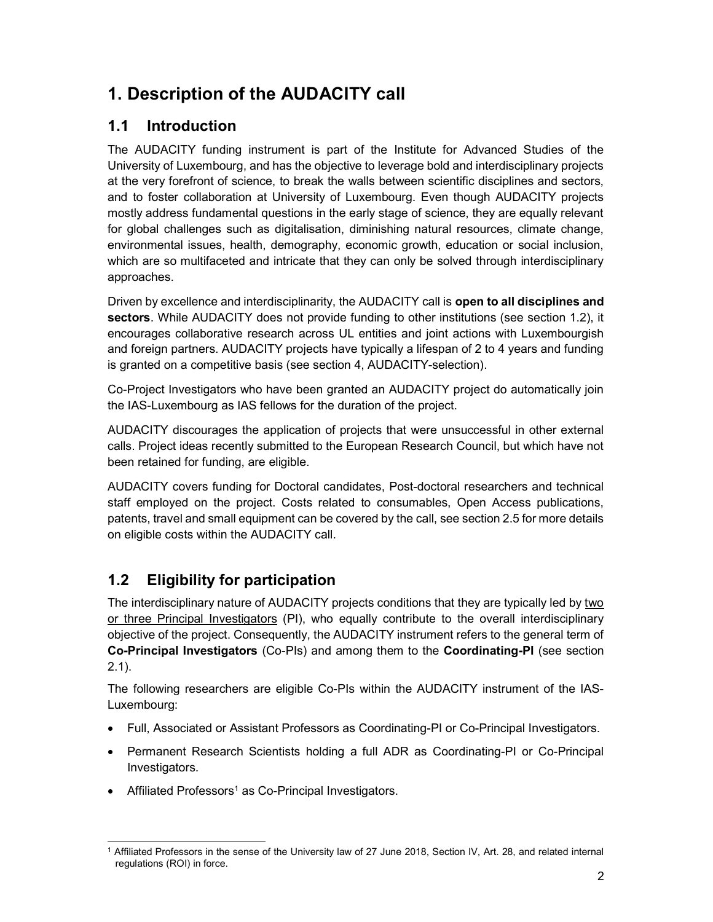# 1. Description of the AUDACITY call

## 1.1 Introduction

The AUDACITY funding instrument is part of the Institute for Advanced Studies of the University of Luxembourg, and has the objective to leverage bold and interdisciplinary projects at the very forefront of science, to break the walls between scientific disciplines and sectors, and to foster collaboration at University of Luxembourg. Even though AUDACITY projects mostly address fundamental questions in the early stage of science, they are equally relevant for global challenges such as digitalisation, diminishing natural resources, climate change, environmental issues, health, demography, economic growth, education or social inclusion, which are so multifaceted and intricate that they can only be solved through interdisciplinary approaches.

Driven by excellence and interdisciplinarity, the AUDACITY call is **open to all disciplines and sectors**. While AUDACITY does not provide funding to other institutions (see section 1.2), it encourages collaborative research across UL entities and joint actions with Luxembourgish and foreign partners. AUDACITY projects have typically a lifespan of 2 to 4 years and funding is granted on a competitive basis (see section 4, AUDACITY-selection).

Co-Project Investigators who have been granted an AUDACITY project do automatically join the IAS-Luxembourg as IAS fellows for the duration of the project.

AUDACITY discourages the application of projects that were unsuccessful in other external calls. Project ideas recently submitted to the European Research Council, but which have not been retained for funding, are eligible.

AUDACITY covers funding for Doctoral candidates, Post-doctoral researchers and technical staff employed on the project. Costs related to consumables, Open Access publications, patents, travel and small equipment can be covered by the call, see section 2.5 for more details on eligible costs within the AUDACITY call.

## 1.2 Eligibility for participation

The interdisciplinary nature of AUDACITY projects conditions that they are typically led by two or three Principal Investigators (PI), who equally contribute to the overall interdisciplinary objective of the project. Consequently, the AUDACITY instrument refers to the general term of **Co-Principal Investigators** (Co-PIs) and among them to the **Coordinating-PI** (see section 2.1).

The following researchers are eligible Co-PIs within the AUDACITY instrument of the IAS-Luxembourg:

- Full, Associated or Assistant Professors as Coordinating-PI or Co-Principal Investigators.
- Permanent Research Scientists holding a full ADR as Coordinating-PI or Co-Principal Investigators.
- Affiliated Professors[1] as Co-Principal Investigators.

[1] Affiliated Professors in the sense of the University law of 27 June 2018, Section IV, Art. 28, and related internal regulations (ROI) in force.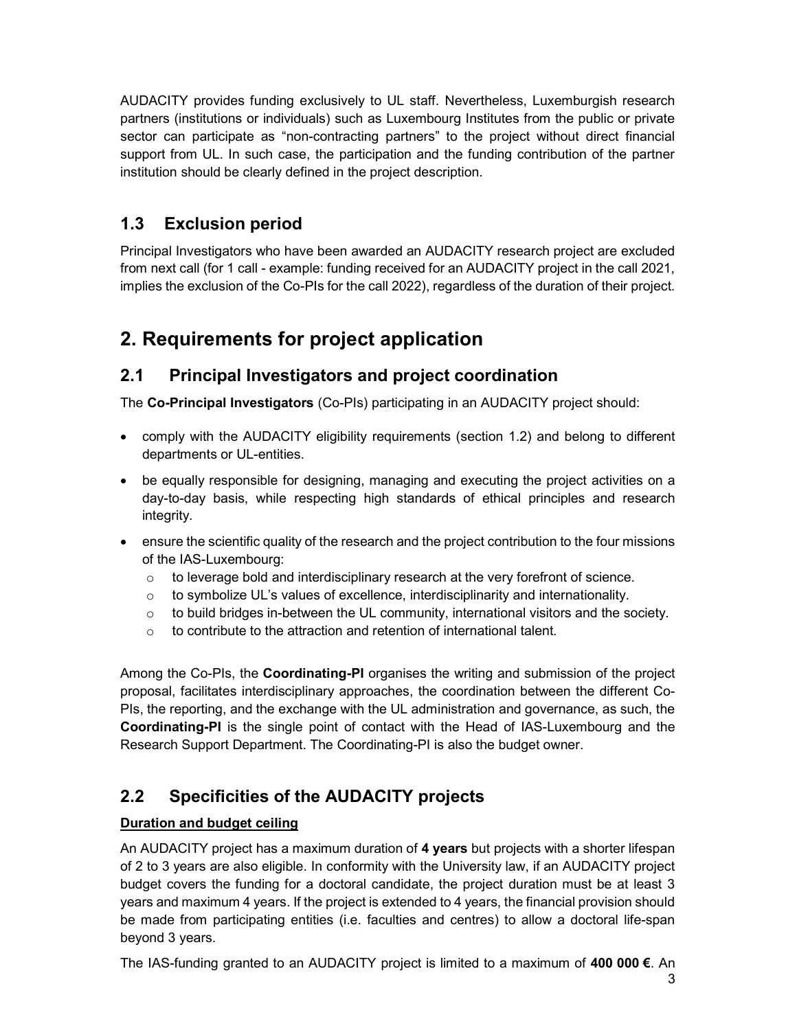AUDACITY provides funding exclusively to UL staff. Nevertheless, Luxemburgish research partners (institutions or individuals) such as Luxembourg Institutes from the public or private sector can participate as "non-contracting partners" to the project without direct financial support from UL. In such case, the participation and the funding contribution of the partner institution should be clearly defined in the project description.

## 1.3 Exclusion period

Principal Investigators who have been awarded an AUDACITY research project are excluded from next call (for 1 call - example: funding received for an AUDACITY project in the call 2021, implies the exclusion of the Co-PIs for the call 2022), regardless of the duration of their project.

# 2. Requirements for project application

## 2.1 Principal Investigators and project coordination

The **Co-Principal Investigators** (Co-PIs) participating in an AUDACITY project should:

- comply with the AUDACITY eligibility requirements (section 1.2) and belong to different departments or UL-entities.
- be equally responsible for designing, managing and executing the project activities on a day-to-day basis, while respecting high standards of ethical principles and research integrity.
- ensure the scientific quality of the research and the project contribution to the four missions of the IAS-Luxembourg:
  - to leverage bold and interdisciplinary research at the very forefront of science.
  - to symbolize UL's values of excellence, interdisciplinarity and internationality.
  - to build bridges in-between the UL community, international visitors and the society.
  - to contribute to the attraction and retention of international talent.

Among the Co-PIs, the **Coordinating-PI** organises the writing and submission of the project proposal, facilitates interdisciplinary approaches, the coordination between the different Co-PIs, the reporting, and the exchange with the UL administration and governance, as such, the **Coordinating-PI** is the single point of contact with the Head of IAS-Luxembourg and the Research Support Department. The Coordinating-PI is also the budget owner.

## 2.2 Specificities of the AUDACITY projects

**Duration and budget ceiling**

An AUDACITY project has a maximum duration of **4 years** but projects with a shorter lifespan of 2 to 3 years are also eligible. In conformity with the University law, if an AUDACITY project budget covers the funding for a doctoral candidate, the project duration must be at least 3 years and maximum 4 years. If the project is extended to 4 years, the financial provision should be made from participating entities (i.e. faculties and centres) to allow a doctoral life-span beyond 3 years.

The IAS-funding granted to an AUDACITY project is limited to a maximum of **400 000 €**. An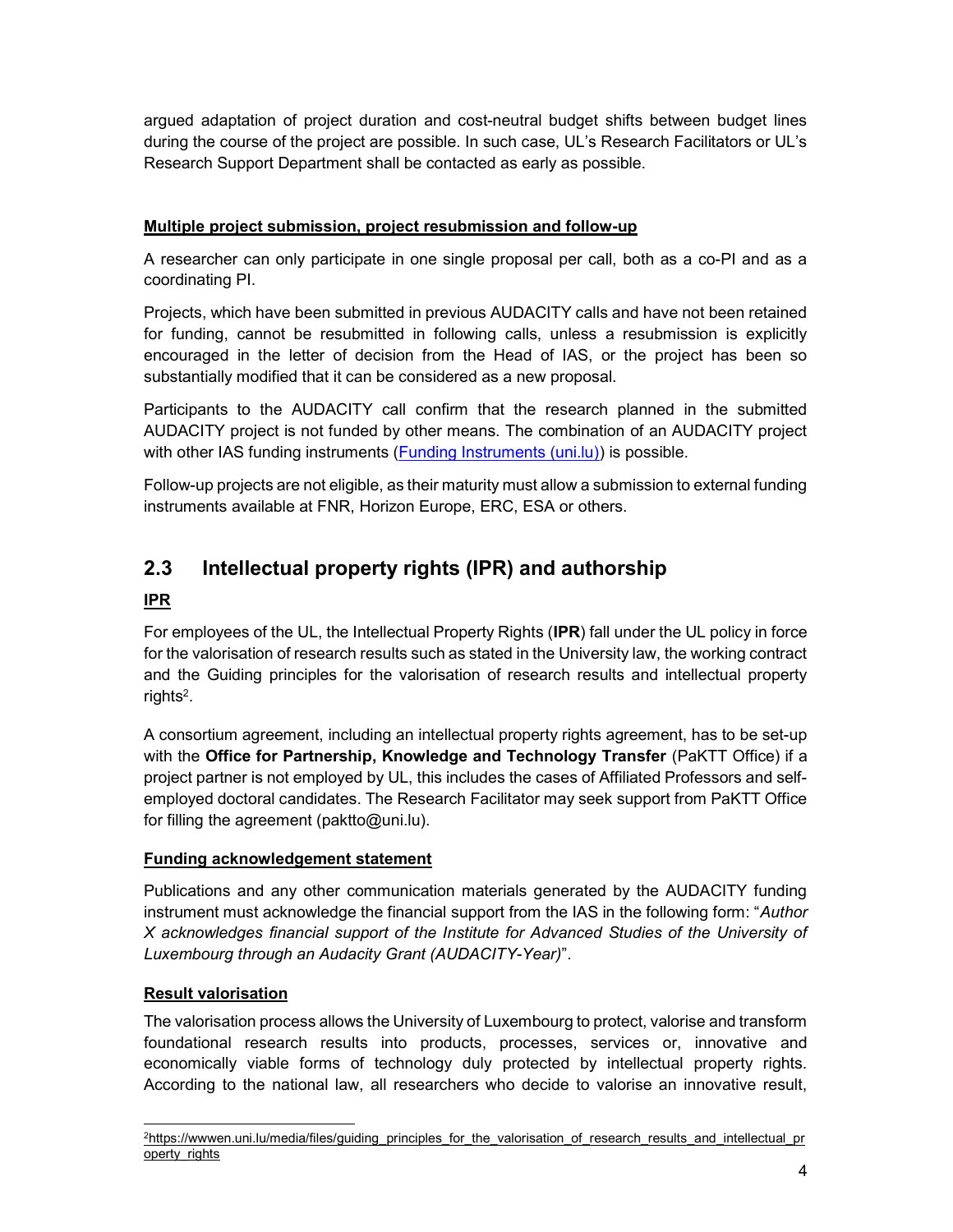argued adaptation of project duration and cost-neutral budget shifts between budget lines during the course of the project are possible. In such case, UL's Research Facilitators or UL's Research Support Department shall be contacted as early as possible.

**Multiple project submission, project resubmission and follow-up**

A researcher can only participate in one single proposal per call, both as a co-PI and as a coordinating PI.

Projects, which have been submitted in previous AUDACITY calls and have not been retained for funding, cannot be resubmitted in following calls, unless a resubmission is explicitly encouraged in the letter of decision from the Head of IAS, or the project has been so substantially modified that it can be considered as a new proposal.

Participants to the AUDACITY call confirm that the research planned in the submitted AUDACITY project is not funded by other means. The combination of an AUDACITY project with other IAS funding instruments ([Funding Instruments (uni.lu)](#)) is possible.

Follow-up projects are not eligible, as their maturity must allow a submission to external funding instruments available at FNR, Horizon Europe, ERC, ESA or others.

## 2.3 Intellectual property rights (IPR) and authorship

**IPR**

For employees of the UL, the Intellectual Property Rights (**IPR**) fall under the UL policy in force for the valorisation of research results such as stated in the University law, the working contract and the Guiding principles for the valorisation of research results and intellectual property rights[2].

A consortium agreement, including an intellectual property rights agreement, has to be set-up with the **Office for Partnership, Knowledge and Technology Transfer** (PaKTT Office) if a project partner is not employed by UL, this includes the cases of Affiliated Professors and self-employed doctoral candidates. The Research Facilitator may seek support from PaKTT Office for filling the agreement (paktto@uni.lu).

**Funding acknowledgement statement**

Publications and any other communication materials generated by the AUDACITY funding instrument must acknowledge the financial support from the IAS in the following form: "*Author X acknowledges financial support of the Institute for Advanced Studies of the University of Luxembourg through an Audacity Grant (AUDACITY-Year)*".

**Result valorisation**

The valorisation process allows the University of Luxembourg to protect, valorise and transform foundational research results into products, processes, services or, innovative and economically viable forms of technology duly protected by intellectual property rights. According to the national law, all researchers who decide to valorise an innovative result,

---

[2] https://wwwen.uni.lu/media/files/guiding_principles_for_the_valorisation_of_research_results_and_intellectual_property_rights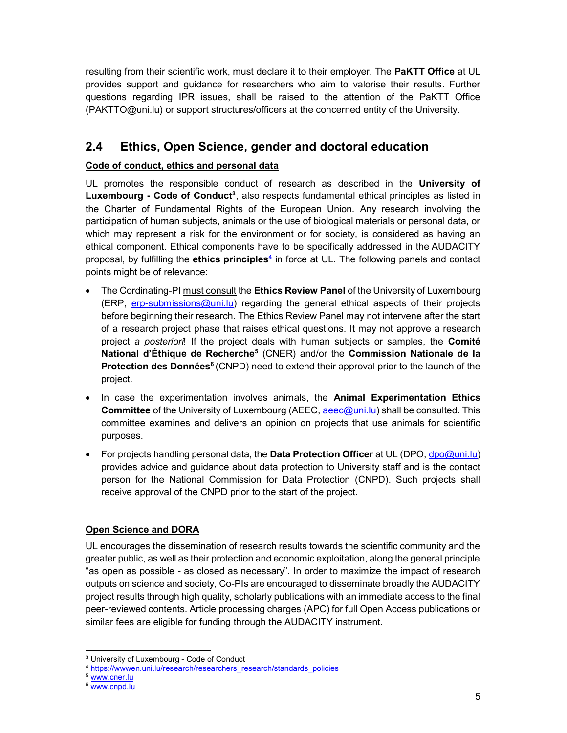resulting from their scientific work, must declare it to their employer. The **PaKTT Office** at UL provides support and guidance for researchers who aim to valorise their results. Further questions regarding IPR issues, shall be raised to the attention of the PaKTT Office (PAKTTO@uni.lu) or support structures/officers at the concerned entity of the University.

## 2.4 Ethics, Open Science, gender and doctoral education

**Code of conduct, ethics and personal data**

UL promotes the responsible conduct of research as described in the **University of Luxembourg - Code of Conduct**[3], also respects fundamental ethical principles as listed in the Charter of Fundamental Rights of the European Union. Any research involving the participation of human subjects, animals or the use of biological materials or personal data, or which may represent a risk for the environment or for society, is considered as having an ethical component. Ethical components have to be specifically addressed in the AUDACITY proposal, by fulfilling the **ethics principles**[4] in force at UL. The following panels and contact points might be of relevance:

- The Cordinating-PI must consult the **Ethics Review Panel** of the University of Luxembourg (ERP, erp-submissions@uni.lu) regarding the general ethical aspects of their projects before beginning their research. The Ethics Review Panel may not intervene after the start of a research project phase that raises ethical questions. It may not approve a research project *a posteriori*! If the project deals with human subjects or samples, the **Comité National d'Éthique de Recherche**[5] (CNER) and/or the **Commission Nationale de la Protection des Données**[6] (CNPD) need to extend their approval prior to the launch of the project.
- In case the experimentation involves animals, the **Animal Experimentation Ethics Committee** of the University of Luxembourg (AEEC, aeec@uni.lu) shall be consulted. This committee examines and delivers an opinion on projects that use animals for scientific purposes.
- For projects handling personal data, the **Data Protection Officer** at UL (DPO, dpo@uni.lu) provides advice and guidance about data protection to University staff and is the contact person for the National Commission for Data Protection (CNPD). Such projects shall receive approval of the CNPD prior to the start of the project.

**Open Science and DORA**

UL encourages the dissemination of research results towards the scientific community and the greater public, as well as their protection and economic exploitation, along the general principle "as open as possible - as closed as necessary". In order to maximize the impact of research outputs on science and society, Co-PIs are encouraged to disseminate broadly the AUDACITY project results through high quality, scholarly publications with an immediate access to the final peer-reviewed contents. Article processing charges (APC) for full Open Access publications or similar fees are eligible for funding through the AUDACITY instrument.

---

[3] University of Luxembourg - Code of Conduct
[4] https://wwwen.uni.lu/research/researchers_research/standards_policies
[5] www.cner.lu
[6] www.cnpd.lu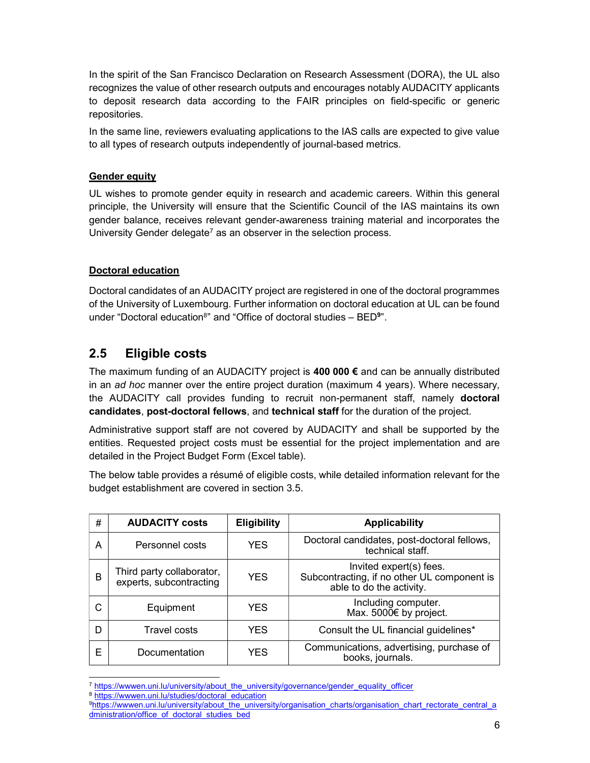In the spirit of the San Francisco Declaration on Research Assessment (DORA), the UL also recognizes the value of other research outputs and encourages notably AUDACITY applicants to deposit research data according to the FAIR principles on field-specific or generic repositories.

In the same line, reviewers evaluating applications to the IAS calls are expected to give value to all types of research outputs independently of journal-based metrics.

**Gender equity**

UL wishes to promote gender equity in research and academic careers. Within this general principle, the University will ensure that the Scientific Council of the IAS maintains its own gender balance, receives relevant gender-awareness training material and incorporates the University Gender delegate[7] as an observer in the selection process.

**Doctoral education**

Doctoral candidates of an AUDACITY project are registered in one of the doctoral programmes of the University of Luxembourg. Further information on doctoral education at UL can be found under "Doctoral education[8]" and "Office of doctoral studies – BED[9]".

## 2.5 Eligible costs

The maximum funding of an AUDACITY project is **400 000 €** and can be annually distributed in an *ad hoc* manner over the entire project duration (maximum 4 years). Where necessary, the AUDACITY call provides funding to recruit non-permanent staff, namely **doctoral candidates**, **post-doctoral fellows**, and **technical staff** for the duration of the project.

Administrative support staff are not covered by AUDACITY and shall be supported by the entities. Requested project costs must be essential for the project implementation and are detailed in the Project Budget Form (Excel table).

The below table provides a résumé of eligible costs, while detailed information relevant for the budget establishment are covered in section 3.5.

| # | AUDACITY costs | Eligibility | Applicability |
|---|---|---|---|
| A | Personnel costs | YES | Doctoral candidates, post-doctoral fellows, technical staff. |
| B | Third party collaborator, experts, subcontracting | YES | Invited expert(s) fees. Subcontracting, if no other UL component is able to do the activity. |
| C | Equipment | YES | Including computer. Max. 5000€ by project. |
| D | Travel costs | YES | Consult the UL financial guidelines* |
| E | Documentation | YES | Communications, advertising, purchase of books, journals. |

[7] https://wwwen.uni.lu/university/about_the_university/governance/gender_equality_officer

[8] https://wwwen.uni.lu/studies/doctoral_education

[9] https://wwwen.uni.lu/university/about_the_university/organisation_charts/organisation_chart_rectorate_central_administration/office_of_doctoral_studies_bed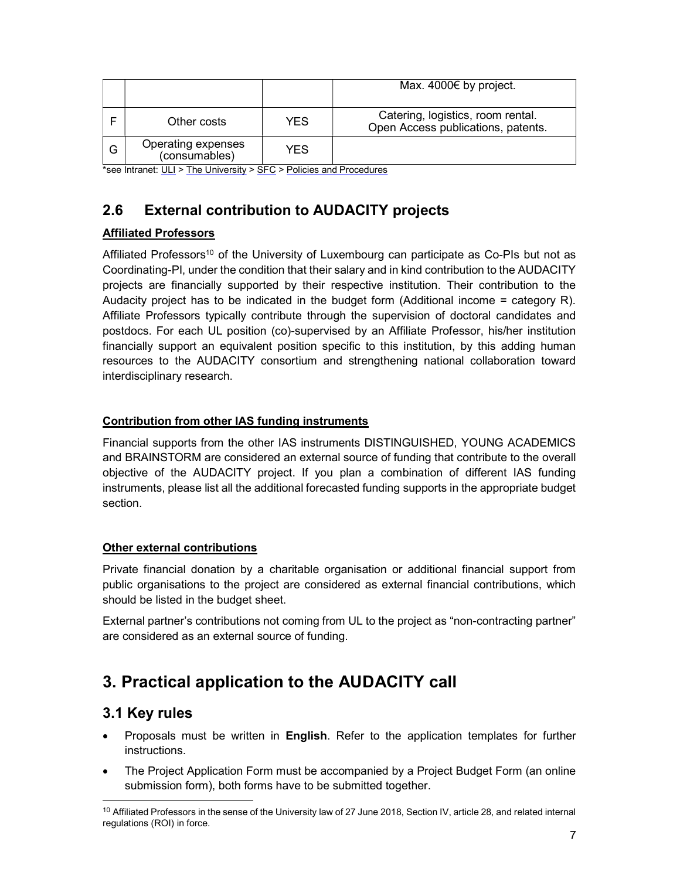| | | | |
|---|---|---|---|
| | | | Max. 4000€ by project. |
| F | Other costs | YES | Catering, logistics, room rental. Open Access publications, patents. |
| G | Operating expenses (consumables) | YES | |

*see Intranet: ULI > The University > SFC > Policies and Procedures

## 2.6 External contribution to AUDACITY projects

**Affiliated Professors**

Affiliated Professors[10] of the University of Luxembourg can participate as Co-PIs but not as Coordinating-PI, under the condition that their salary and in kind contribution to the AUDACITY projects are financially supported by their respective institution. Their contribution to the Audacity project has to be indicated in the budget form (Additional income = category R). Affiliate Professors typically contribute through the supervision of doctoral candidates and postdocs. For each UL position (co)-supervised by an Affiliate Professor, his/her institution financially support an equivalent position specific to this institution, by this adding human resources to the AUDACITY consortium and strengthening national collaboration toward interdisciplinary research.

**Contribution from other IAS funding instruments**

Financial supports from the other IAS instruments DISTINGUISHED, YOUNG ACADEMICS and BRAINSTORM are considered an external source of funding that contribute to the overall objective of the AUDACITY project. If you plan a combination of different IAS funding instruments, please list all the additional forecasted funding supports in the appropriate budget section.

**Other external contributions**

Private financial donation by a charitable organisation or additional financial support from public organisations to the project are considered as external financial contributions, which should be listed in the budget sheet.

External partner's contributions not coming from UL to the project as "non-contracting partner" are considered as an external source of funding.

# 3. Practical application to the AUDACITY call

## 3.1 Key rules

- Proposals must be written in **English**. Refer to the application templates for further instructions.
- The Project Application Form must be accompanied by a Project Budget Form (an online submission form), both forms have to be submitted together.

[10] Affiliated Professors in the sense of the University law of 27 June 2018, Section IV, article 28, and related internal regulations (ROI) in force.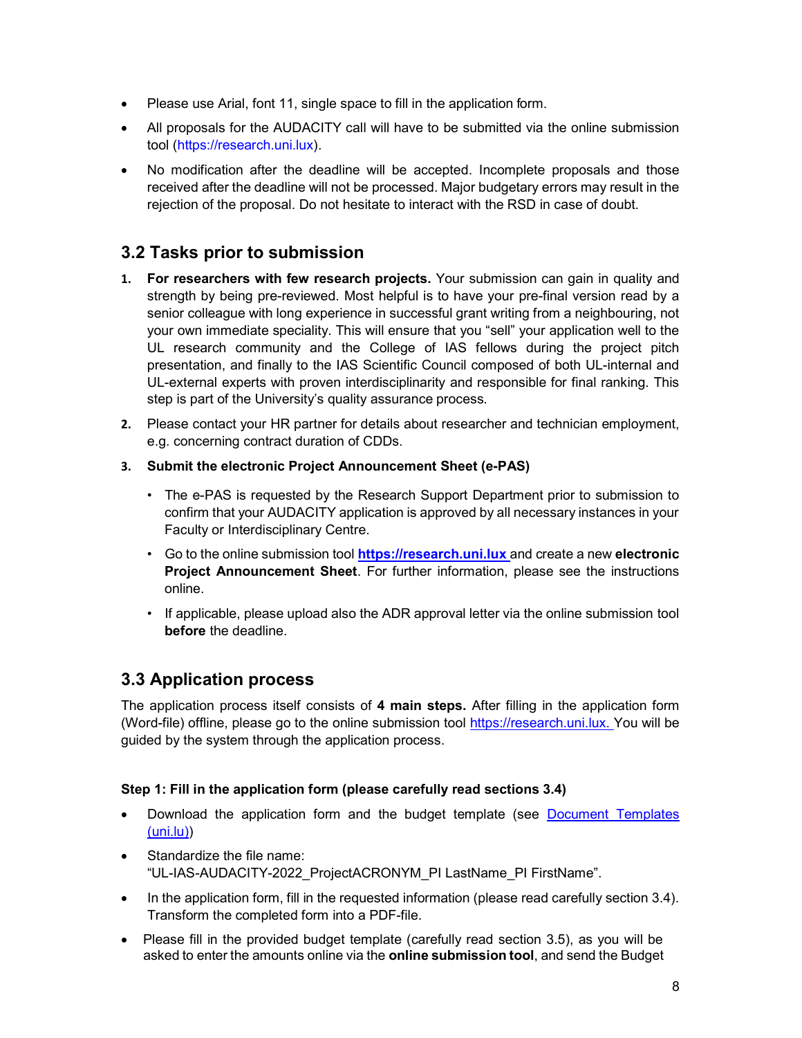- Please use Arial, font 11, single space to fill in the application form.
- All proposals for the AUDACITY call will have to be submitted via the online submission tool (https://research.uni.lux).
- No modification after the deadline will be accepted. Incomplete proposals and those received after the deadline will not be processed. Major budgetary errors may result in the rejection of the proposal. Do not hesitate to interact with the RSD in case of doubt.

## 3.2 Tasks prior to submission

1. **For researchers with few research projects.** Your submission can gain in quality and strength by being pre-reviewed. Most helpful is to have your pre-final version read by a senior colleague with long experience in successful grant writing from a neighbouring, not your own immediate speciality. This will ensure that you "sell" your application well to the UL research community and the College of IAS fellows during the project pitch presentation, and finally to the IAS Scientific Council composed of both UL-internal and UL-external experts with proven interdisciplinarity and responsible for final ranking. This step is part of the University's quality assurance process.
2. Please contact your HR partner for details about researcher and technician employment, e.g. concerning contract duration of CDDs.
3. **Submit the electronic Project Announcement Sheet (e-PAS)**
   - The e-PAS is requested by the Research Support Department prior to submission to confirm that your AUDACITY application is approved by all necessary instances in your Faculty or Interdisciplinary Centre.
   - Go to the online submission tool **https://research.uni.lux** and create a new **electronic Project Announcement Sheet**. For further information, please see the instructions online.
   - If applicable, please upload also the ADR approval letter via the online submission tool **before** the deadline.

## 3.3 Application process

The application process itself consists of **4 main steps.** After filling in the application form (Word-file) offline, please go to the online submission tool https://research.uni.lux. You will be guided by the system through the application process.

**Step 1: Fill in the application form (please carefully read sections 3.4)**

- Download the application form and the budget template (see Document Templates (uni.lu))
- Standardize the file name:
  "UL-IAS-AUDACITY-2022_ProjectACRONYM_PI LastName_PI FirstName".
- In the application form, fill in the requested information (please read carefully section 3.4). Transform the completed form into a PDF-file.
- Please fill in the provided budget template (carefully read section 3.5), as you will be asked to enter the amounts online via the **online submission tool**, and send the Budget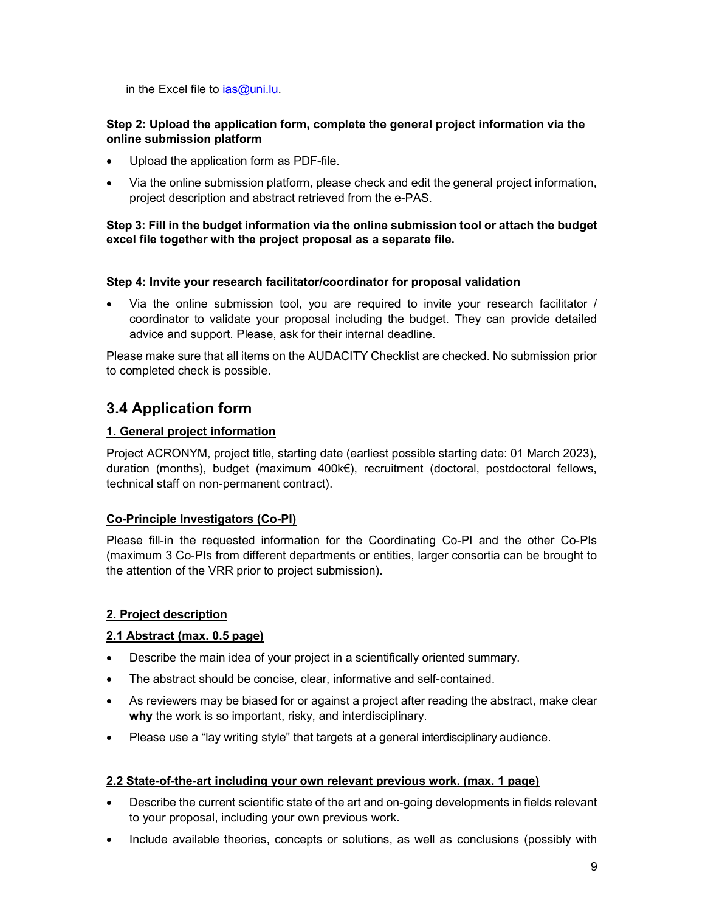in the Excel file to ias@uni.lu.

**Step 2: Upload the application form, complete the general project information via the online submission platform**

- Upload the application form as PDF-file.
- Via the online submission platform, please check and edit the general project information, project description and abstract retrieved from the e-PAS.

**Step 3: Fill in the budget information via the online submission tool or attach the budget excel file together with the project proposal as a separate file.**

**Step 4: Invite your research facilitator/coordinator for proposal validation**

- Via the online submission tool, you are required to invite your research facilitator / coordinator to validate your proposal including the budget. They can provide detailed advice and support. Please, ask for their internal deadline.

Please make sure that all items on the AUDACITY Checklist are checked. No submission prior to completed check is possible.

## 3.4 Application form

**1. General project information**

Project ACRONYM, project title, starting date (earliest possible starting date: 01 March 2023), duration (months), budget (maximum 400k€), recruitment (doctoral, postdoctoral fellows, technical staff on non-permanent contract).

**Co-Principle Investigators (Co-PI)**

Please fill-in the requested information for the Coordinating Co-PI and the other Co-PIs (maximum 3 Co-PIs from different departments or entities, larger consortia can be brought to the attention of the VRR prior to project submission).

**2. Project description**

**2.1 Abstract (max. 0.5 page)**

- Describe the main idea of your project in a scientifically oriented summary.
- The abstract should be concise, clear, informative and self-contained.
- As reviewers may be biased for or against a project after reading the abstract, make clear **why** the work is so important, risky, and interdisciplinary.
- Please use a "lay writing style" that targets at a general interdisciplinary audience.

**2.2 State-of-the-art including your own relevant previous work. (max. 1 page)**

- Describe the current scientific state of the art and on-going developments in fields relevant to your proposal, including your own previous work.
- Include available theories, concepts or solutions, as well as conclusions (possibly with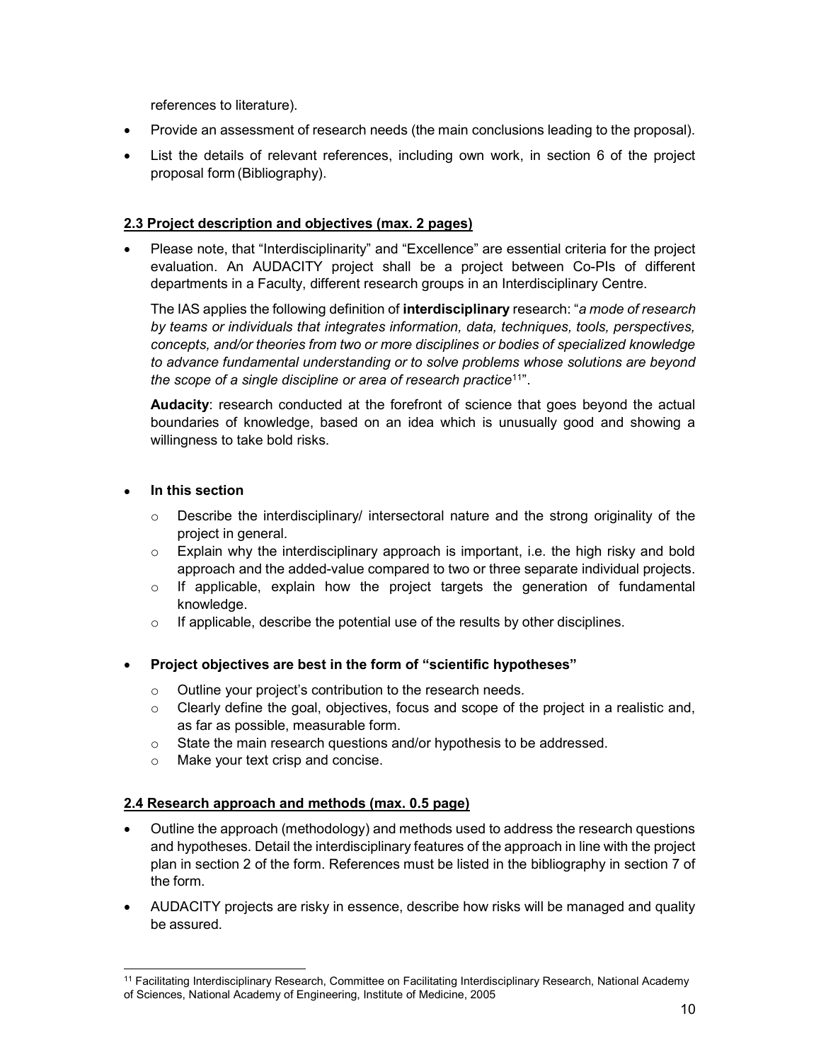references to literature).

- Provide an assessment of research needs (the main conclusions leading to the proposal).
- List the details of relevant references, including own work, in section 6 of the project proposal form (Bibliography).

## 2.3 Project description and objectives (max. 2 pages)

- Please note, that "Interdisciplinarity" and "Excellence" are essential criteria for the project evaluation. An AUDACITY project shall be a project between Co-PIs of different departments in a Faculty, different research groups in an Interdisciplinary Centre.

  The IAS applies the following definition of **interdisciplinary** research: "*a mode of research by teams or individuals that integrates information, data, techniques, tools, perspectives, concepts, and/or theories from two or more disciplines or bodies of specialized knowledge to advance fundamental understanding or to solve problems whose solutions are beyond the scope of a single discipline or area of research practice*[11]".

  **Audacity**: research conducted at the forefront of science that goes beyond the actual boundaries of knowledge, based on an idea which is unusually good and showing a willingness to take bold risks.

- **In this section**
  - Describe the interdisciplinary/ intersectoral nature and the strong originality of the project in general.
  - Explain why the interdisciplinary approach is important, i.e. the high risky and bold approach and the added-value compared to two or three separate individual projects.
  - If applicable, explain how the project targets the generation of fundamental knowledge.
  - If applicable, describe the potential use of the results by other disciplines.

- **Project objectives are best in the form of "scientific hypotheses"**
  - Outline your project's contribution to the research needs.
  - Clearly define the goal, objectives, focus and scope of the project in a realistic and, as far as possible, measurable form.
  - State the main research questions and/or hypothesis to be addressed.
  - Make your text crisp and concise.

## 2.4 Research approach and methods (max. 0.5 page)

- Outline the approach (methodology) and methods used to address the research questions and hypotheses. Detail the interdisciplinary features of the approach in line with the project plan in section 2 of the form. References must be listed in the bibliography in section 7 of the form.
- AUDACITY projects are risky in essence, describe how risks will be managed and quality be assured.

[11] Facilitating Interdisciplinary Research, Committee on Facilitating Interdisciplinary Research, National Academy of Sciences, National Academy of Engineering, Institute of Medicine, 2005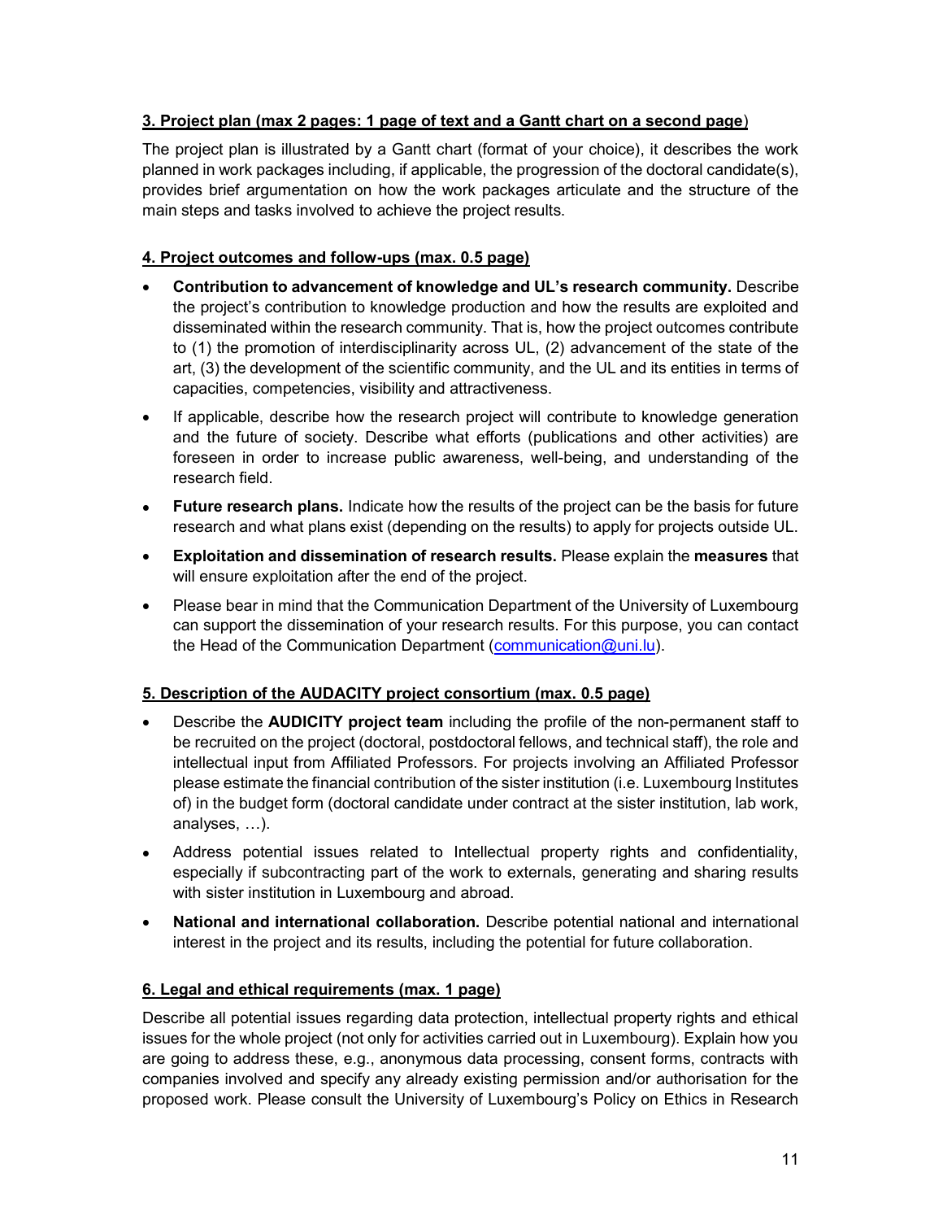**3. Project plan (max 2 pages: 1 page of text and a Gantt chart on a second page)**

The project plan is illustrated by a Gantt chart (format of your choice), it describes the work planned in work packages including, if applicable, the progression of the doctoral candidate(s), provides brief argumentation on how the work packages articulate and the structure of the main steps and tasks involved to achieve the project results.

**4. Project outcomes and follow-ups (max. 0.5 page)**

- **Contribution to advancement of knowledge and UL's research community.** Describe the project's contribution to knowledge production and how the results are exploited and disseminated within the research community. That is, how the project outcomes contribute to (1) the promotion of interdisciplinarity across UL, (2) advancement of the state of the art, (3) the development of the scientific community, and the UL and its entities in terms of capacities, competencies, visibility and attractiveness.
- If applicable, describe how the research project will contribute to knowledge generation and the future of society. Describe what efforts (publications and other activities) are foreseen in order to increase public awareness, well-being, and understanding of the research field.
- **Future research plans.** Indicate how the results of the project can be the basis for future research and what plans exist (depending on the results) to apply for projects outside UL.
- **Exploitation and dissemination of research results.** Please explain the **measures** that will ensure exploitation after the end of the project.
- Please bear in mind that the Communication Department of the University of Luxembourg can support the dissemination of your research results. For this purpose, you can contact the Head of the Communication Department (communication@uni.lu).

**5. Description of the AUDACITY project consortium (max. 0.5 page)**

- Describe the **AUDICITY project team** including the profile of the non-permanent staff to be recruited on the project (doctoral, postdoctoral fellows, and technical staff), the role and intellectual input from Affiliated Professors. For projects involving an Affiliated Professor please estimate the financial contribution of the sister institution (i.e. Luxembourg Institutes of) in the budget form (doctoral candidate under contract at the sister institution, lab work, analyses, …).
- Address potential issues related to Intellectual property rights and confidentiality, especially if subcontracting part of the work to externals, generating and sharing results with sister institution in Luxembourg and abroad.
- **National and international collaboration.** Describe potential national and international interest in the project and its results, including the potential for future collaboration.

**6. Legal and ethical requirements (max. 1 page)**

Describe all potential issues regarding data protection, intellectual property rights and ethical issues for the whole project (not only for activities carried out in Luxembourg). Explain how you are going to address these, e.g., anonymous data processing, consent forms, contracts with companies involved and specify any already existing permission and/or authorisation for the proposed work. Please consult the University of Luxembourg's Policy on Ethics in Research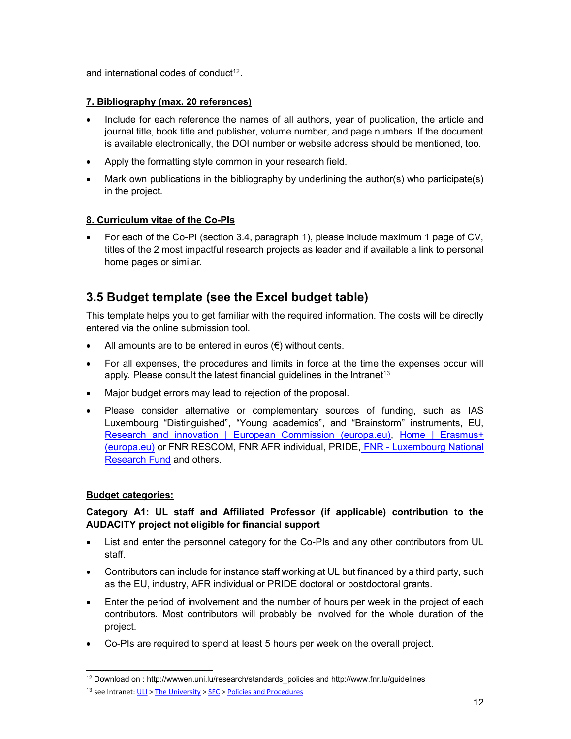and international codes of conduct[12].

**7. Bibliography (max. 20 references)**

- Include for each reference the names of all authors, year of publication, the article and journal title, book title and publisher, volume number, and page numbers. If the document is available electronically, the DOI number or website address should be mentioned, too.
- Apply the formatting style common in your research field.
- Mark own publications in the bibliography by underlining the author(s) who participate(s) in the project.

**8. Curriculum vitae of the Co-PIs**

- For each of the Co-PI (section 3.4, paragraph 1), please include maximum 1 page of CV, titles of the 2 most impactful research projects as leader and if available a link to personal home pages or similar.

## 3.5 Budget template (see the Excel budget table)

This template helps you to get familiar with the required information. The costs will be directly entered via the online submission tool.

- All amounts are to be entered in euros (€) without cents.
- For all expenses, the procedures and limits in force at the time the expenses occur will apply. Please consult the latest financial guidelines in the Intranet[13]
- Major budget errors may lead to rejection of the proposal.
- Please consider alternative or complementary sources of funding, such as IAS Luxembourg "Distinguished", "Young academics", and "Brainstorm" instruments, EU, Research and innovation | European Commission (europa.eu), Home | Erasmus+ (europa.eu) or FNR RESCOM, FNR AFR individual, PRIDE, FNR - Luxembourg National Research Fund and others.

**Budget categories:**

**Category A1: UL staff and Affiliated Professor (if applicable) contribution to the AUDACITY project not eligible for financial support**

- List and enter the personnel category for the Co-PIs and any other contributors from UL staff.
- Contributors can include for instance staff working at UL but financed by a third party, such as the EU, industry, AFR individual or PRIDE doctoral or postdoctoral grants.
- Enter the period of involvement and the number of hours per week in the project of each contributors. Most contributors will probably be involved for the whole duration of the project.
- Co-PIs are required to spend at least 5 hours per week on the overall project.

[12] Download on : http://wwwen.uni.lu/research/standards_policies and http://www.fnr.lu/guidelines

[13] see Intranet: ULI > The University > SFC > Policies and Procedures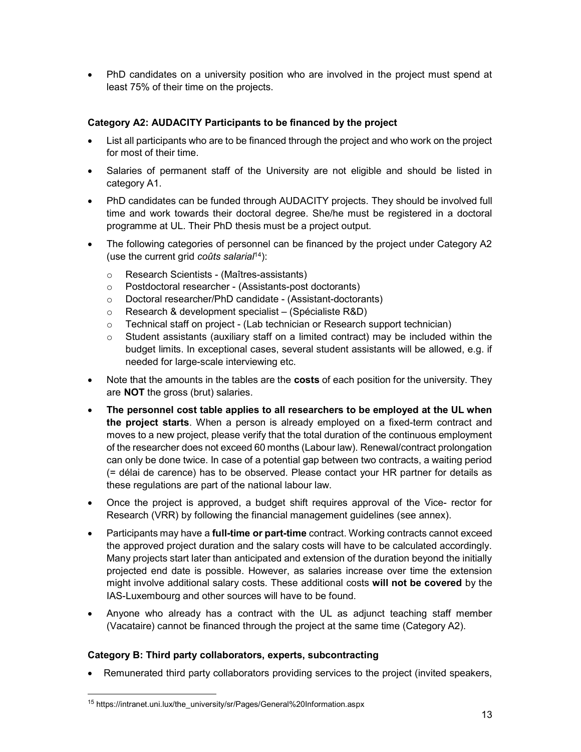- PhD candidates on a university position who are involved in the project must spend at least 75% of their time on the projects.

### Category A2: AUDACITY Participants to be financed by the project

- List all participants who are to be financed through the project and who work on the project for most of their time.
- Salaries of permanent staff of the University are not eligible and should be listed in category A1.
- PhD candidates can be funded through AUDACITY projects. They should be involved full time and work towards their doctoral degree. She/he must be registered in a doctoral programme at UL. Their PhD thesis must be a project output.
- The following categories of personnel can be financed by the project under Category A2 (use the current grid *coûts salarial*[14]):
  - Research Scientists - (Maîtres-assistants)
  - Postdoctoral researcher - (Assistants-post doctorants)
  - Doctoral researcher/PhD candidate - (Assistant-doctorants)
  - Research & development specialist – (Spécialiste R&D)
  - Technical staff on project - (Lab technician or Research support technician)
  - Student assistants (auxiliary staff on a limited contract) may be included within the budget limits. In exceptional cases, several student assistants will be allowed, e.g. if needed for large-scale interviewing etc.
- Note that the amounts in the tables are the **costs** of each position for the university. They are **NOT** the gross (brut) salaries.
- **The personnel cost table applies to all researchers to be employed at the UL when the project starts**. When a person is already employed on a fixed-term contract and moves to a new project, please verify that the total duration of the continuous employment of the researcher does not exceed 60 months (Labour law). Renewal/contract prolongation can only be done twice. In case of a potential gap between two contracts, a waiting period (= délai de carence) has to be observed. Please contact your HR partner for details as these regulations are part of the national labour law.
- Once the project is approved, a budget shift requires approval of the Vice- rector for Research (VRR) by following the financial management guidelines (see annex).
- Participants may have a **full-time or part-time** contract. Working contracts cannot exceed the approved project duration and the salary costs will have to be calculated accordingly. Many projects start later than anticipated and extension of the duration beyond the initially projected end date is possible. However, as salaries increase over time the extension might involve additional salary costs. These additional costs **will not be covered** by the IAS-Luxembourg and other sources will have to be found.
- Anyone who already has a contract with the UL as adjunct teaching staff member (Vacataire) cannot be financed through the project at the same time (Category A2).

### Category B: Third party collaborators, experts, subcontracting

- Remunerated third party collaborators providing services to the project (invited speakers,

[15] https://intranet.uni.lux/the_university/sr/Pages/General%20Information.aspx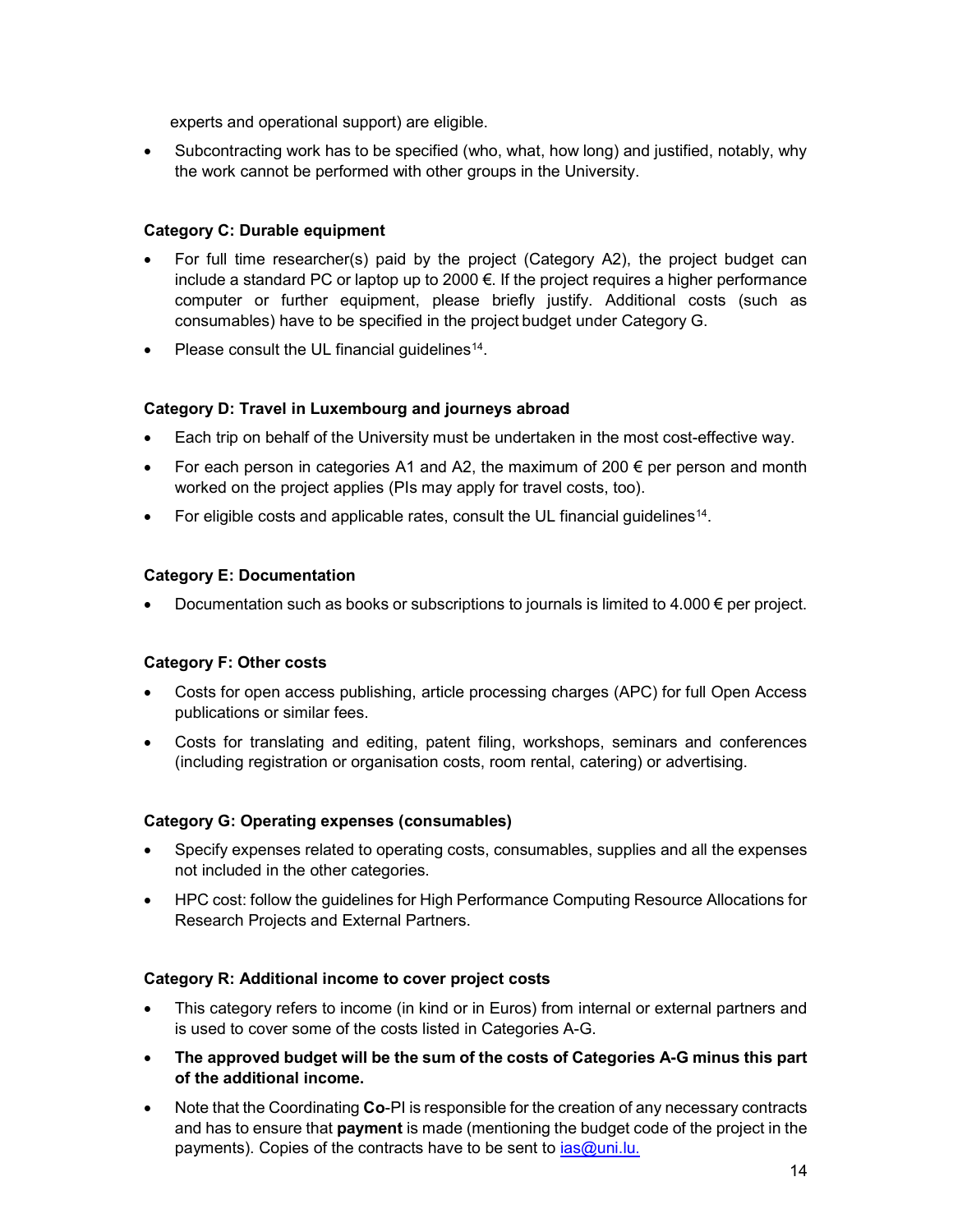experts and operational support) are eligible.

- Subcontracting work has to be specified (who, what, how long) and justified, notably, why the work cannot be performed with other groups in the University.

**Category C: Durable equipment**

- For full time researcher(s) paid by the project (Category A2), the project budget can include a standard PC or laptop up to 2000 €. If the project requires a higher performance computer or further equipment, please briefly justify. Additional costs (such as consumables) have to be specified in the project budget under Category G.
- Please consult the UL financial guidelines[14].

**Category D: Travel in Luxembourg and journeys abroad**

- Each trip on behalf of the University must be undertaken in the most cost-effective way.
- For each person in categories A1 and A2, the maximum of 200 € per person and month worked on the project applies (PIs may apply for travel costs, too).
- For eligible costs and applicable rates, consult the UL financial guidelines[14].

**Category E: Documentation**

- Documentation such as books or subscriptions to journals is limited to 4.000 € per project.

**Category F: Other costs**

- Costs for open access publishing, article processing charges (APC) for full Open Access publications or similar fees.
- Costs for translating and editing, patent filing, workshops, seminars and conferences (including registration or organisation costs, room rental, catering) or advertising.

**Category G: Operating expenses (consumables)**

- Specify expenses related to operating costs, consumables, supplies and all the expenses not included in the other categories.
- HPC cost: follow the guidelines for High Performance Computing Resource Allocations for Research Projects and External Partners.

**Category R: Additional income to cover project costs**

- This category refers to income (in kind or in Euros) from internal or external partners and is used to cover some of the costs listed in Categories A-G.
- **The approved budget will be the sum of the costs of Categories A-G minus this part of the additional income.**
- Note that the Coordinating **Co**-PI is responsible for the creation of any necessary contracts and has to ensure that **payment** is made (mentioning the budget code of the project in the payments). Copies of the contracts have to be sent to ias@uni.lu.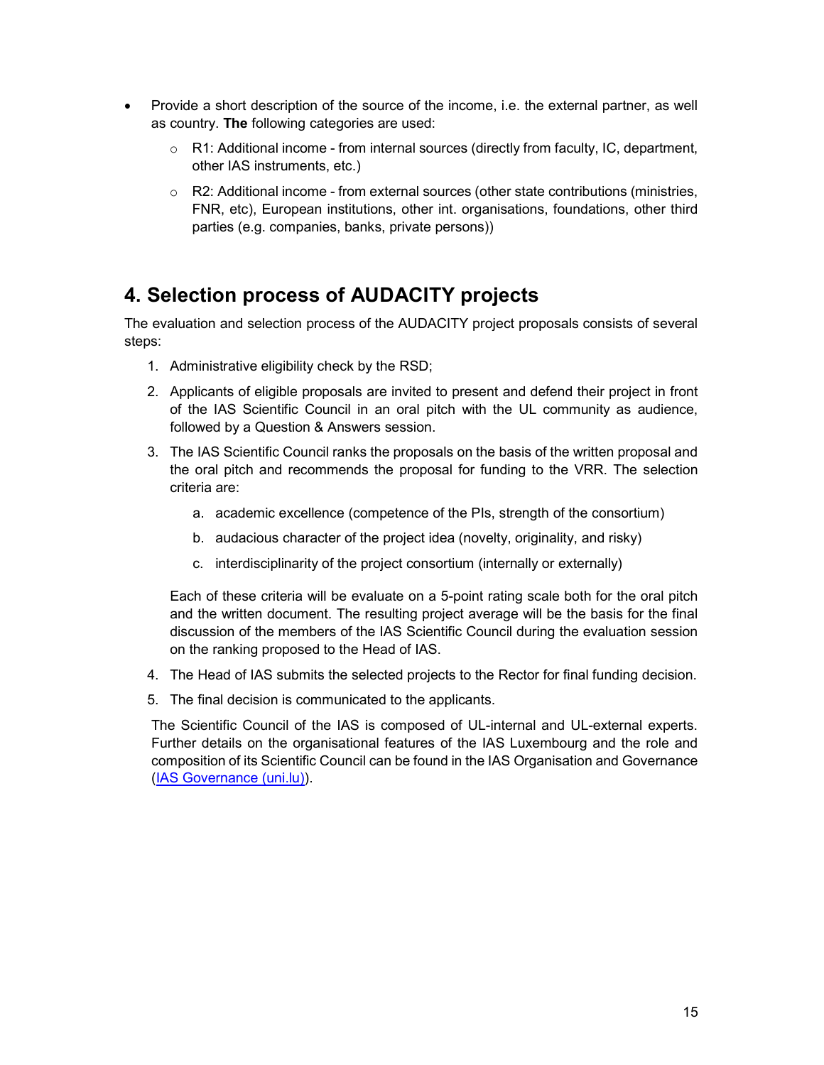- Provide a short description of the source of the income, i.e. the external partner, as well as country. **The** following categories are used:
  - R1: Additional income - from internal sources (directly from faculty, IC, department, other IAS instruments, etc.)
  - R2: Additional income - from external sources (other state contributions (ministries, FNR, etc), European institutions, other int. organisations, foundations, other third parties (e.g. companies, banks, private persons))

# 4. Selection process of AUDACITY projects

The evaluation and selection process of the AUDACITY project proposals consists of several steps:

1. Administrative eligibility check by the RSD;
2. Applicants of eligible proposals are invited to present and defend their project in front of the IAS Scientific Council in an oral pitch with the UL community as audience, followed by a Question & Answers session.
3. The IAS Scientific Council ranks the proposals on the basis of the written proposal and the oral pitch and recommends the proposal for funding to the VRR. The selection criteria are:
   a. academic excellence (competence of the PIs, strength of the consortium)
   b. audacious character of the project idea (novelty, originality, and risky)
   c. interdisciplinarity of the project consortium (internally or externally)

   Each of these criteria will be evaluate on a 5-point rating scale both for the oral pitch and the written document. The resulting project average will be the basis for the final discussion of the members of the IAS Scientific Council during the evaluation session on the ranking proposed to the Head of IAS.
4. The Head of IAS submits the selected projects to the Rector for final funding decision.
5. The final decision is communicated to the applicants.

The Scientific Council of the IAS is composed of UL-internal and UL-external experts. Further details on the organisational features of the IAS Luxembourg and the role and composition of its Scientific Council can be found in the IAS Organisation and Governance ([IAS Governance (uni.lu)]).